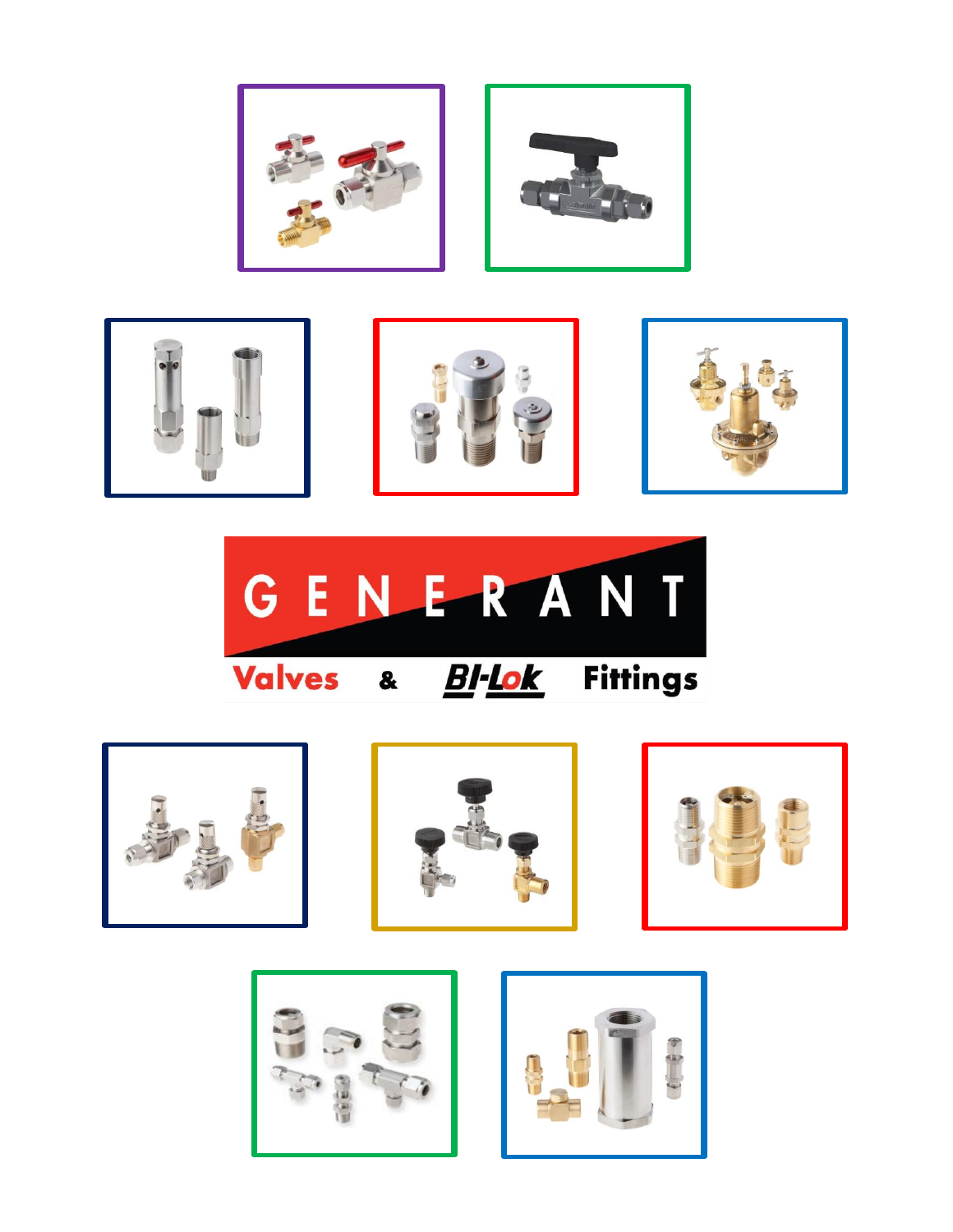# GENERANT

**Valves & BI-Lok Fittings**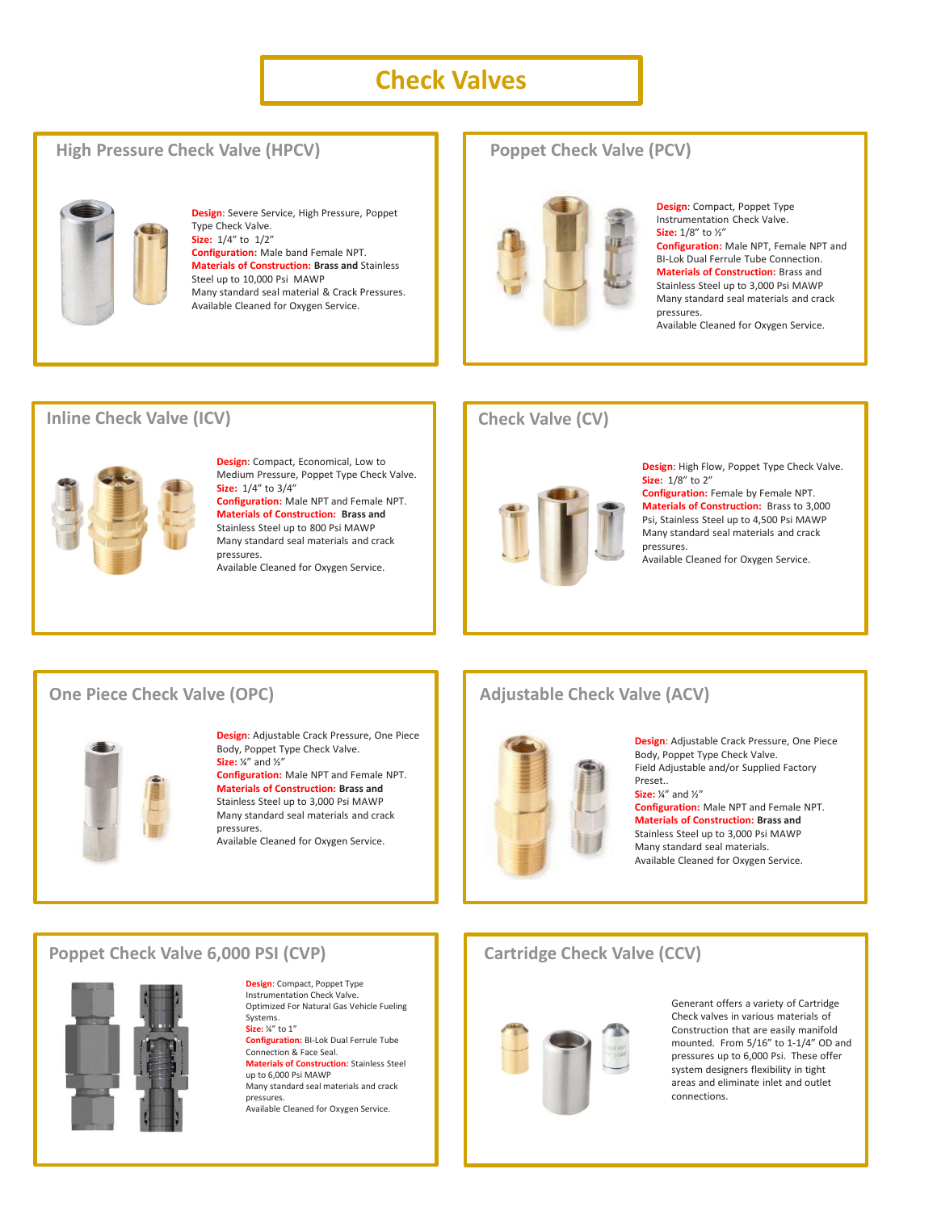# Check Valves

## High Pressure Check Valve (HPCV)

**Design**: Severe Service, High Pressure, Poppet Type Check Valve.
**Size:** 1/4" to 1/2"
**Configuration:** Male band Female NPT.
**Materials of Construction:** **Brass and** Stainless Steel up to 10,000 Psi MAWP
Many standard seal material & Crack Pressures.
Available Cleaned for Oxygen Service.

## Poppet Check Valve (PCV)

**Design**: Compact, Poppet Type Instrumentation Check Valve.
**Size:** 1/8" to ½"
**Configuration:** Male NPT, Female NPT and BI-Lok Dual Ferrule Tube Connection.
**Materials of Construction:** Brass and Stainless Steel up to 3,000 Psi MAWP
Many standard seal materials and crack pressures.
Available Cleaned for Oxygen Service.

## Inline Check Valve (ICV)

**Design**: Compact, Economical, Low to Medium Pressure, Poppet Type Check Valve.
**Size:** 1/4" to 3/4"
**Configuration:** Male NPT and Female NPT.
**Materials of Construction:** **Brass and** Stainless Steel up to 800 Psi MAWP
Many standard seal materials and crack pressures.
Available Cleaned for Oxygen Service.

## Check Valve (CV)

**Design**: High Flow, Poppet Type Check Valve.
**Size:** 1/8" to 2"
**Configuration:** Female by Female NPT.
**Materials of Construction:** Brass to 3,000 Psi, Stainless Steel up to 4,500 Psi MAWP
Many standard seal materials and crack pressures.
Available Cleaned for Oxygen Service.

## One Piece Check Valve (OPC)

**Design**: Adjustable Crack Pressure, One Piece Body, Poppet Type Check Valve.
**Size:** ¼" and ½"
**Configuration:** Male NPT and Female NPT.
**Materials of Construction: Brass and** Stainless Steel up to 3,000 Psi MAWP
Many standard seal materials and crack pressures.
Available Cleaned for Oxygen Service.

## Adjustable Check Valve (ACV)

**Design**: Adjustable Crack Pressure, One Piece Body, Poppet Type Check Valve.
Field Adjustable and/or Supplied Factory Preset..
**Size:** ¼" and ½"
**Configuration:** Male NPT and Female NPT.
**Materials of Construction: Brass and** Stainless Steel up to 3,000 Psi MAWP
Many standard seal materials.
Available Cleaned for Oxygen Service.

## Poppet Check Valve 6,000 PSI (CVP)

**Design**: Compact, Poppet Type Instrumentation Check Valve.
Optimized For Natural Gas Vehicle Fueling Systems.
**Size:** ¼" to 1"
**Configuration:** BI-Lok Dual Ferrule Tube Connection & Face Seal.
**Materials of Construction:** Stainless Steel up to 6,000 Psi MAWP
Many standard seal materials and crack pressures.
Available Cleaned for Oxygen Service.

## Cartridge Check Valve (CCV)

Generant offers a variety of Cartridge Check valves in various materials of Construction that are easily manifold mounted. From 5/16" to 1-1/4" OD and pressures up to 6,000 Psi. These offer system designers flexibility in tight areas and eliminate inlet and outlet connections.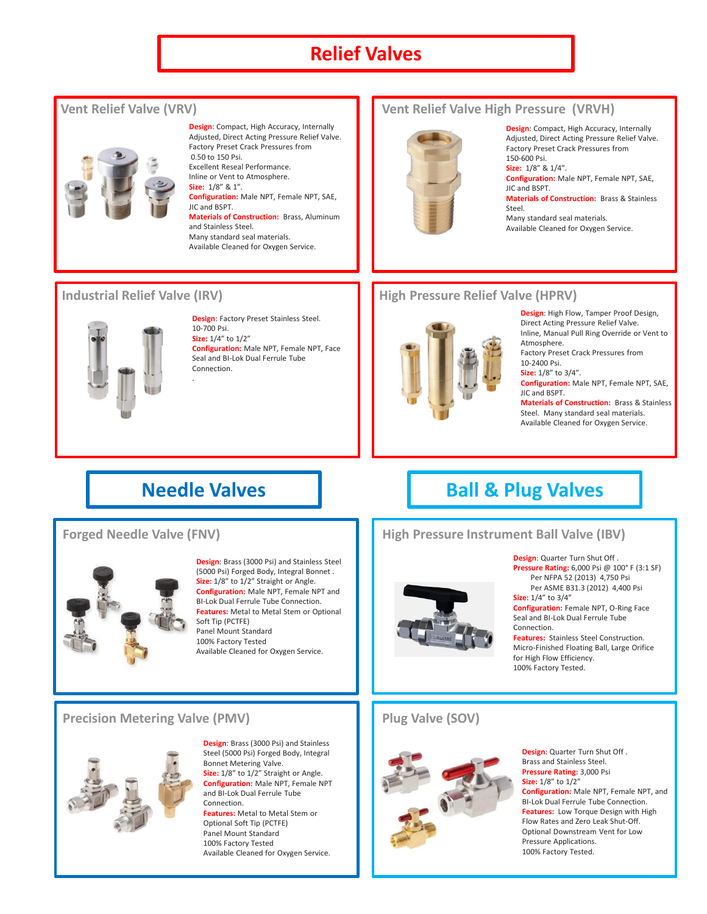# Relief Valves

## Vent Relief Valve (VRV)

**Design**: Compact, High Accuracy, Internally Adjusted, Direct Acting Pressure Relief Valve.
Factory Preset Crack Pressures from 0.50 to 150 Psi.
Excellent Reseal Performance.
Inline or Vent to Atmosphere.
**Size:** 1/8" & 1".
**Configuration:** Male NPT, Female NPT, SAE, JIC and BSPT.
**Materials of Construction:** Brass, Aluminum and Stainless Steel.
Many standard seal materials.
Available Cleaned for Oxygen Service.

## Vent Relief Valve High Pressure (VRVH)

**Design**: Compact, High Accuracy, Internally Adjusted, Direct Acting Pressure Relief Valve.
Factory Preset Crack Pressures from 150-600 Psi.
**Size:** 1/8" & 1/4".
**Configuration:** Male NPT, Female NPT, SAE, JIC and BSPT.
**Materials of Construction:** Brass & Stainless Steel.
Many standard seal materials.
Available Cleaned for Oxygen Service.

## Industrial Relief Valve (IRV)

**Design**: Factory Preset Stainless Steel. 10-700 Psi.
**Size:** 1/4" to 1/2"
**Configuration:** Male NPT, Female NPT, Face Seal and BI-Lok Dual Ferrule Tube Connection.

## High Pressure Relief Valve (HPRV)

**Design**: High Flow, Tamper Proof Design, Direct Acting Pressure Relief Valve.
Inline, Manual Pull Ring Override or Vent to Atmosphere.
Factory Preset Crack Pressures from 10-2400 Psi.
**Size:** 1/8" to 3/4".
**Configuration:** Male NPT, Female NPT, SAE, JIC and BSPT.
**Materials of Construction:** Brass & Stainless Steel. Many standard seal materials.
Available Cleaned for Oxygen Service.

# Needle Valves

## Forged Needle Valve (FNV)

**Design**: Brass (3000 Psi) and Stainless Steel (5000 Psi) Forged Body, Integral Bonnet .
**Size:** 1/8" to 1/2" Straight or Angle.
**Configuration:** Male NPT, Female NPT and BI-Lok Dual Ferrule Tube Connection.
**Features:** Metal to Metal Stem or Optional Soft Tip (PCTFE)
Panel Mount Standard
100% Factory Tested
Available Cleaned for Oxygen Service.

## Precision Metering Valve (PMV)

**Design**: Brass (3000 Psi) and Stainless Steel (5000 Psi) Forged Body, Integral Bonnet Metering Valve.
**Size:** 1/8" to 1/2" Straight or Angle.
**Configuration:** Male NPT, Female NPT and BI-Lok Dual Ferrule Tube Connection.
**Features:** Metal to Metal Stem or Optional Soft Tip (PCTFE)
Panel Mount Standard
100% Factory Tested
Available Cleaned for Oxygen Service.

# Ball & Plug Valves

## High Pressure Instrument Ball Valve (IBV)

**Design**: Quarter Turn Shut Off .
**Pressure Rating:** 6,000 Psi @ 100° F (3:1 SF)
Per NFPA 52 (2013) 4,750 Psi
Per ASME B31.3 (2012) 4,400 Psi
**Size:** 1/4" to 3/4"
**Configuration:** Female NPT, O-Ring Face Seal and BI-Lok Dual Ferrule Tube Connection.
**Features:** Stainless Steel Construction.
Micro-Finished Floating Ball, Large Orifice for High Flow Efficiency.
100% Factory Tested.

## Plug Valve (SOV)

**Design**: Quarter Turn Shut Off .
Brass and Stainless Steel.
**Pressure Rating:** 3,000 Psi
**Size:** 1/8" to 1/2"
**Configuration:** Male NPT, Female NPT, and BI-Lok Dual Ferrule Tube Connection.
**Features:** Low Torque Design with High Flow Rates and Zero Leak Shut-Off.
Optional Downstream Vent for Low Pressure Applications.
100% Factory Tested.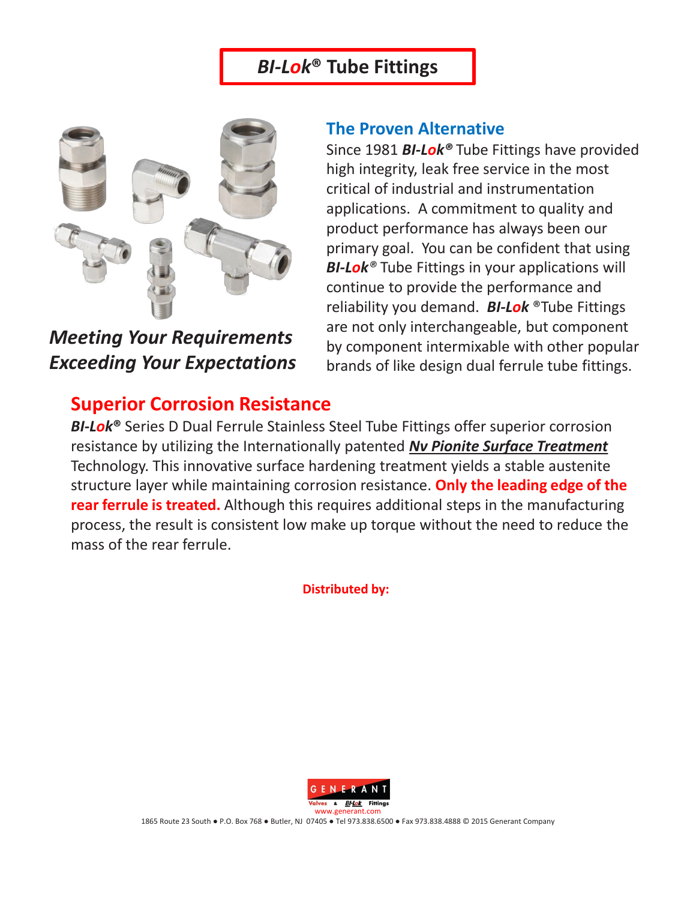# ***BI-Lok®*** Tube Fittings

*Meeting Your Requirements*
*Exceeding Your Expectations*

## The Proven Alternative

Since 1981 ***BI-Lok®*** Tube Fittings have provided high integrity, leak free service in the most critical of industrial and instrumentation applications. A commitment to quality and product performance has always been our primary goal. You can be confident that using ***BI-Lok®*** Tube Fittings in your applications will continue to provide the performance and reliability you demand. ***BI-Lok*** ®Tube Fittings are not only interchangeable, but component by component intermixable with other popular brands of like design dual ferrule tube fittings.

## Superior Corrosion Resistance

***BI-Lok®*** Series D Dual Ferrule Stainless Steel Tube Fittings offer superior corrosion resistance by utilizing the Internationally patented ***Nv Pionite Surface Treatment*** Technology. This innovative surface hardening treatment yields a stable austenite structure layer while maintaining corrosion resistance. **Only the leading edge of the rear ferrule is treated.** Although this requires additional steps in the manufacturing process, the result is consistent low make up torque without the need to reduce the mass of the rear ferrule.

**Distributed by:**

GENERANT
Valves & BI-Lok Fittings
www.generant.com

1865 Route 23 South ● P.O. Box 768 ● Butler, NJ 07405 ● Tel 973.838.6500 ● Fax 973.838.4888 © 2015 Generant Company